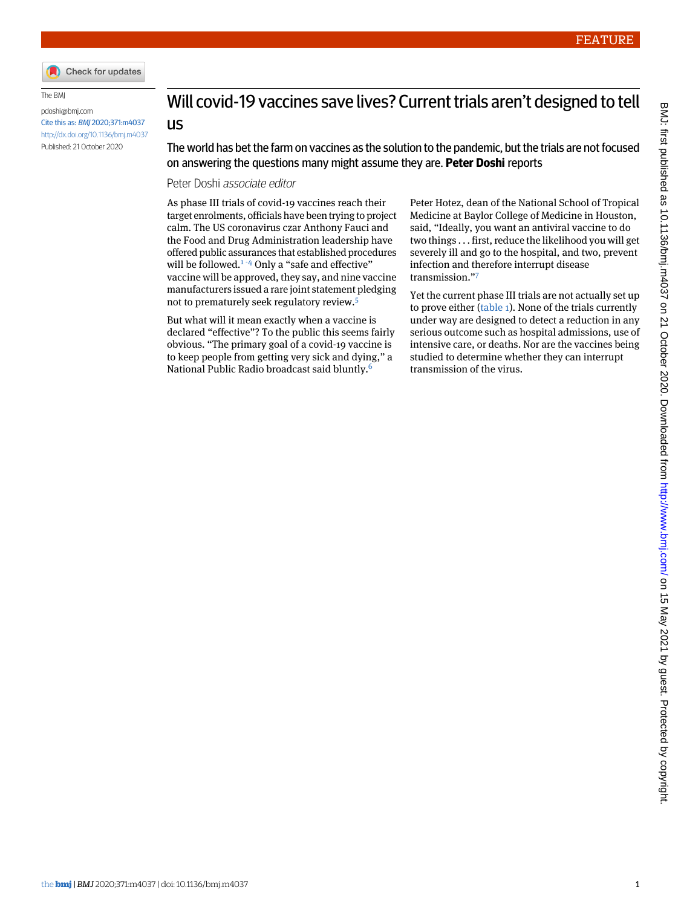FEATURE

The BMJ

pdoshi@bmj.com

Cite this as: *BMJ* 2020;371:m4037

http://dx.doi.org/10.1136/bmj.m4037

Published: 21 October 2020

# Will covid-19 vaccines save lives? Current trials aren't designed to tell us

The world has bet the farm on vaccines as the solution to the pandemic, but the trials are not focused on answering the questions many might assume they are. **Peter Doshi** reports

Peter Doshi *associate editor*

As phase III trials of covid-19 vaccines reach their target enrolments, officials have been trying to project calm. The US coronavirus czar Anthony Fauci and the Food and Drug Administration leadership have offered public assurances that established procedures will be followed.[1-4] Only a "safe and effective" vaccine will be approved, they say, and nine vaccine manufacturers issued a rare joint statement pledging not to prematurely seek regulatory review.[5]

But what will it mean exactly when a vaccine is declared "effective"? To the public this seems fairly obvious. "The primary goal of a covid-19 vaccine is to keep people from getting very sick and dying," a National Public Radio broadcast said bluntly.[6]

Peter Hotez, dean of the National School of Tropical Medicine at Baylor College of Medicine in Houston, said, "Ideally, you want an antiviral vaccine to do two things . . . first, reduce the likelihood you will get severely ill and go to the hospital, and two, prevent infection and therefore interrupt disease transmission."[7]

Yet the current phase III trials are not actually set up to prove either (table 1). None of the trials currently under way are designed to detect a reduction in any serious outcome such as hospital admissions, use of intensive care, or deaths. Nor are the vaccines being studied to determine whether they can interrupt transmission of the virus.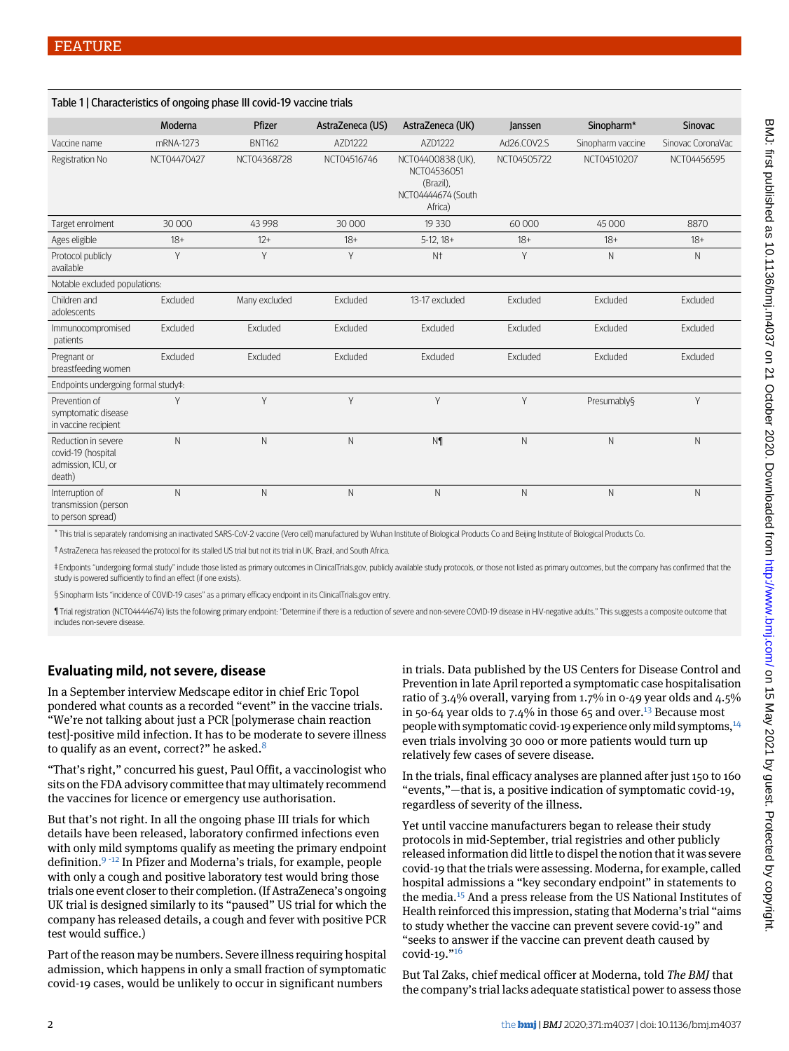Table 1 | Characteristics of ongoing phase III covid-19 vaccine trials

| | Moderna | Pfizer | AstraZeneca (US) | AstraZeneca (UK) | Janssen | Sinopharm* | Sinovac |
|---|---|---|---|---|---|---|---|
| Vaccine name | mRNA-1273 | BNT162 | AZD1222 | AZD1222 | Ad26.COV2.S | Sinopharm vaccine | Sinovac CoronaVac |
| Registration No | NCT04470427 | NCT04368728 | NCT04516746 | NCT04400838 (UK), NCT04536051 (Brazil), NCT04444674 (South Africa) | NCT04505722 | NCT04510207 | NCT04456595 |
| Target enrolment | 30 000 | 43 998 | 30 000 | 19 330 | 60 000 | 45 000 | 8870 |
| Ages eligible | 18+ | 12+ | 18+ | 5-12, 18+ | 18+ | 18+ | 18+ |
| Protocol publicly available | Y | Y | Y | N† | Y | N | N |
| Notable excluded populations: | | | | | | | |
| Children and adolescents | Excluded | Many excluded | Excluded | 13-17 excluded | Excluded | Excluded | Excluded |
| Immunocompromised patients | Excluded | Excluded | Excluded | Excluded | Excluded | Excluded | Excluded |
| Pregnant or breastfeeding women | Excluded | Excluded | Excluded | Excluded | Excluded | Excluded | Excluded |
| Endpoints undergoing formal study‡: | | | | | | | |
| Prevention of symptomatic disease in vaccine recipient | Y | Y | Y | Y | Y | Presumably§ | Y |
| Reduction in severe covid-19 (hospital admission, ICU, or death) | N | N | N | N¶ | N | N | N |
| Interruption of transmission (person to person spread) | N | N | N | N | N | N | N |

* This trial is separately randomising an inactivated SARS-CoV-2 vaccine (Vero cell) manufactured by Wuhan Institute of Biological Products Co and Beijing Institute of Biological Products Co.

† AstraZeneca has released the protocol for its stalled US trial but not its trial in UK, Brazil, and South Africa.

‡ Endpoints "undergoing formal study" include those listed as primary outcomes in ClinicalTrials.gov, publicly available study protocols, or those not listed as primary outcomes, but the company has confirmed that the study is powered sufficiently to find an effect (if one exists).

§ Sinopharm lists "incidence of COVID-19 cases" as a primary efficacy endpoint in its ClinicalTrials.gov entry.

¶ Trial registration (NCT04444674) lists the following primary endpoint: "Determine if there is a reduction of severe and non-severe COVID-19 disease in HIV-negative adults." This suggests a composite outcome that includes non-severe disease.

## Evaluating mild, not severe, disease

In a September interview Medscape editor in chief Eric Topol pondered what counts as a recorded "event" in the vaccine trials. "We're not talking about just a PCR [polymerase chain reaction test]-positive mild infection. It has to be moderate to severe illness to qualify as an event, correct?" he asked.[8]

"That's right," concurred his guest, Paul Offit, a vaccinologist who sits on the FDA advisory committee that may ultimately recommend the vaccines for licence or emergency use authorisation.

But that's not right. In all the ongoing phase III trials for which details have been released, laboratory confirmed infections even with only mild symptoms qualify as meeting the primary endpoint definition.[9-12] In Pfizer and Moderna's trials, for example, people with only a cough and positive laboratory test would bring those trials one event closer to their completion. (If AstraZeneca's ongoing UK trial is designed similarly to its "paused" US trial for which the company has released details, a cough and fever with positive PCR test would suffice.)

Part of the reason may be numbers. Severe illness requiring hospital admission, which happens in only a small fraction of symptomatic covid-19 cases, would be unlikely to occur in significant numbers in trials. Data published by the US Centers for Disease Control and Prevention in late April reported a symptomatic case hospitalisation ratio of 3.4% overall, varying from 1.7% in 0-49 year olds and 4.5% in 50-64 year olds to 7.4% in those 65 and over.[13] Because most people with symptomatic covid-19 experience only mild symptoms,[14] even trials involving 30 000 or more patients would turn up relatively few cases of severe disease.

In the trials, final efficacy analyses are planned after just 150 to 160 "events,"—that is, a positive indication of symptomatic covid-19, regardless of severity of the illness.

Yet until vaccine manufacturers began to release their study protocols in mid-September, trial registries and other publicly released information did little to dispel the notion that it was severe covid-19 that the trials were assessing. Moderna, for example, called hospital admissions a "key secondary endpoint" in statements to the media.[15] And a press release from the US National Institutes of Health reinforced this impression, stating that Moderna's trial "aims to study whether the vaccine can prevent severe covid-19" and "seeks to answer if the vaccine can prevent death caused by covid-19."[16]

But Tal Zaks, chief medical officer at Moderna, told *The BMJ* that the company's trial lacks adequate statistical power to assess those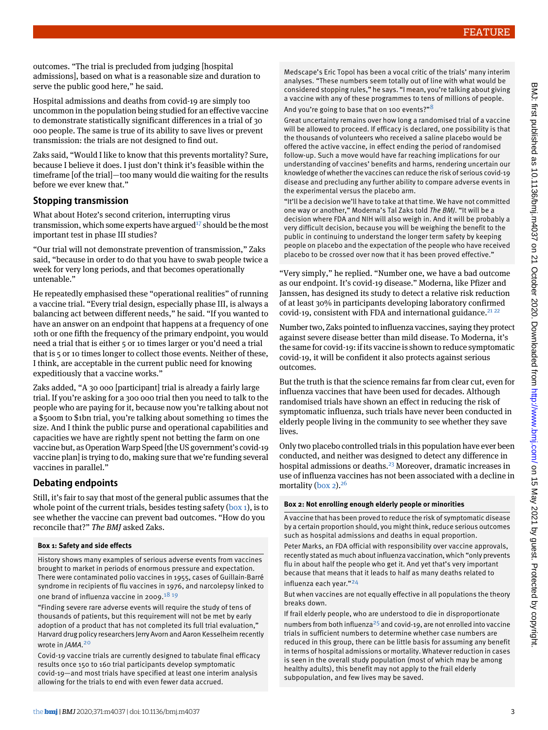outcomes. "The trial is precluded from judging [hospital admissions], based on what is a reasonable size and duration to serve the public good here," he said.

Hospital admissions and deaths from covid-19 are simply too uncommon in the population being studied for an effective vaccine to demonstrate statistically significant differences in a trial of 30 000 people. The same is true of its ability to save lives or prevent transmission: the trials are not designed to find out.

Zaks said, "Would I like to know that this prevents mortality? Sure, because I believe it does. I just don't think it's feasible within the timeframe [of the trial]—too many would die waiting for the results before we ever knew that."

## Stopping transmission

What about Hotez's second criterion, interrupting virus transmission, which some experts have argued[17] should be the most important test in phase III studies?

"Our trial will not demonstrate prevention of transmission," Zaks said, "because in order to do that you have to swab people twice a week for very long periods, and that becomes operationally untenable."

He repeatedly emphasised these "operational realities" of running a vaccine trial. "Every trial design, especially phase III, is always a balancing act between different needs," he said. "If you wanted to have an answer on an endpoint that happens at a frequency of one 10th or one fifth the frequency of the primary endpoint, you would need a trial that is either 5 or 10 times larger or you'd need a trial that is 5 or 10 times longer to collect those events. Neither of these, I think, are acceptable in the current public need for knowing expeditiously that a vaccine works."

Zaks added, "A 30 000 [participant] trial is already a fairly large trial. If you're asking for a 300 000 trial then you need to talk to the people who are paying for it, because now you're talking about not a $500m to $1bn trial, you're talking about something 10 times the size. And I think the public purse and operational capabilities and capacities we have are rightly spent not betting the farm on one vaccine but, as Operation Warp Speed [the US government's covid-19 vaccine plan] is trying to do, making sure that we're funding several vaccines in parallel."

## Debating endpoints

Still, it's fair to say that most of the general public assumes that the whole point of the current trials, besides testing safety (box 1), is to see whether the vaccine can prevent bad outcomes. "How do you reconcile that?" *The BMJ* asked Zaks.

### Box 1: Safety and side effects

History shows many examples of serious adverse events from vaccines brought to market in periods of enormous pressure and expectation. There were contaminated polio vaccines in 1955, cases of Guillain-Barré syndrome in recipients of flu vaccines in 1976, and narcolepsy linked to one brand of influenza vaccine in 2009.[18,19]

"Finding severe rare adverse events will require the study of tens of thousands of patients, but this requirement will not be met by early adoption of a product that has not completed its full trial evaluation," Harvard drug policy researchers Jerry Avorn and Aaron Kesselheim recently wrote in *JAMA*.[20]

Covid-19 vaccine trials are currently designed to tabulate final efficacy results once 150 to 160 trial participants develop symptomatic covid-19—and most trials have specified at least one interim analysis allowing for the trials to end with even fewer data accrued.

Medscape's Eric Topol has been a vocal critic of the trials' many interim analyses. "These numbers seem totally out of line with what would be considered stopping rules," he says. "I mean, you're talking about giving a vaccine with any of these programmes to tens of millions of people. And you're going to base that on 100 events?"[8]

Great uncertainty remains over how long a randomised trial of a vaccine will be allowed to proceed. If efficacy is declared, one possibility is that the thousands of volunteers who received a saline placebo would be offered the active vaccine, in effect ending the period of randomised follow-up. Such a move would have far reaching implications for our understanding of vaccines' benefits and harms, rendering uncertain our knowledge of whether the vaccines can reduce the risk of serious covid-19 disease and precluding any further ability to compare adverse events in the experimental versus the placebo arm.

"It'll be a decision we'll have to take at that time. We have not committed one way or another," Moderna's Tal Zaks told *The BMJ*. "It will be a decision where FDA and NIH will also weigh in. And it will be probably a very difficult decision, because you will be weighing the benefit to the public in continuing to understand the longer term safety by keeping people on placebo and the expectation of the people who have received placebo to be crossed over now that it has been proved effective."

"Very simply," he replied. "Number one, we have a bad outcome as our endpoint. It's covid-19 disease." Moderna, like Pfizer and Janssen, has designed its study to detect a relative risk reduction of at least 30% in participants developing laboratory confirmed covid-19, consistent with FDA and international guidance.[21,22]

Number two, Zaks pointed to influenza vaccines, saying they protect against severe disease better than mild disease. To Moderna, it's the same for covid-19: if its vaccine is shown to reduce symptomatic covid-19, it will be confident it also protects against serious outcomes.

But the truth is that the science remains far from clear cut, even for influenza vaccines that have been used for decades. Although randomised trials have shown an effect in reducing the risk of symptomatic influenza, such trials have never been conducted in elderly people living in the community to see whether they save lives.

Only two placebo controlled trials in this population have ever been conducted, and neither was designed to detect any difference in hospital admissions or deaths.[23] Moreover, dramatic increases in use of influenza vaccines has not been associated with a decline in mortality (box 2).[26]

### Box 2: Not enrolling enough elderly people or minorities

A vaccine that has been proved to reduce the risk of symptomatic disease by a certain proportion should, you might think, reduce serious outcomes such as hospital admissions and deaths in equal proportion.

Peter Marks, an FDA official with responsibility over vaccine approvals, recently stated as much about influenza vaccination, which "only prevents flu in about half the people who get it. And yet that's very important because that means that it leads to half as many deaths related to influenza each year."[24]

But when vaccines are not equally effective in all populations the theory breaks down.

If frail elderly people, who are understood to die in disproportionate numbers from both influenza[25] and covid-19, are not enrolled into vaccine trials in sufficient numbers to determine whether case numbers are reduced in this group, there can be little basis for assuming any benefit in terms of hospital admissions or mortality. Whatever reduction in cases is seen in the overall study population (most of which may be among healthy adults), this benefit may not apply to the frail elderly subpopulation, and few lives may be saved.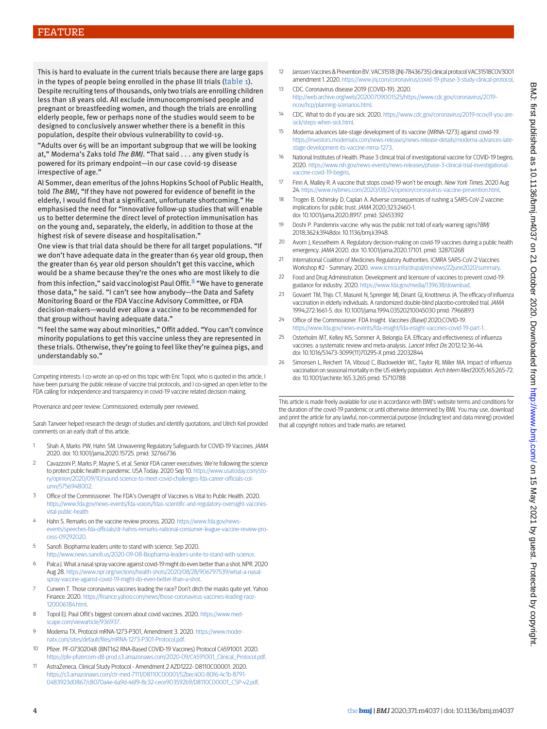This is hard to evaluate in the current trials because there are large gaps in the types of people being enrolled in the phase III trials (table 1). Despite recruiting tens of thousands, only two trials are enrolling children less than 18 years old. All exclude immunocompromised people and pregnant or breastfeeding women, and though the trials are enrolling elderly people, few or perhaps none of the studies would seem to be designed to conclusively answer whether there is a benefit in this population, despite their obvious vulnerability to covid-19.

"Adults over 65 will be an important subgroup that we will be looking at," Moderna's Zaks told *The BMJ*. "That said . . . any given study is powered for its primary endpoint—in our case covid-19 disease irrespective of age."

Al Sommer, dean emeritus of the Johns Hopkins School of Public Health, told *The BMJ*, "If they have not powered for evidence of benefit in the elderly, I would find that a significant, unfortunate shortcoming." He emphasised the need for "innovative follow-up studies that will enable us to better determine the direct level of protection immunisation has on the young and, separately, the elderly, in addition to those at the highest risk of severe disease and hospitalisation."

One view is that trial data should be there for all target populations. "If we don't have adequate data in the greater than 65 year old group, then the greater than 65 year old person shouldn't get this vaccine, which would be a shame because they're the ones who are most likely to die from this infection," said vaccinologist Paul Offit.[8] "We have to generate those data," he said. "I can't see how anybody—the Data and Safety Monitoring Board or the FDA Vaccine Advisory Committee, or FDA decision-makers—would ever allow a vaccine to be recommended for that group without having adequate data."

"I feel the same way about minorities," Offit added. "You can't convince minority populations to get this vaccine unless they are represented in these trials. Otherwise, they're going to feel like they're guinea pigs, and understandably so."

Competing interests: I co-wrote an op-ed on this topic with Eric Topol, who is quoted in this article, I have been pursuing the public release of vaccine trial protocols, and I co-signed an open letter to the FDA calling for independence and transparency in covid-19 vaccine related decision making.

Provenance and peer review: Commissioned; externally peer reviewed.

Sarah Tanveer helped research the design of studies and identify quotations, and Ulrich Keil provided comments on an early draft of this article.

1. Shah A, Marks PW, Hahn SM. Unwavering Regulatory Safeguards for COVID-19 Vaccines. *JAMA* 2020. doi: 10.1001/jama.2020.15725. pmid: 32766736
2. Cavazzoni P, Marks P, Mayne S, et al. Senior FDA career executives: We're following the science to protect public health in pandemic. USA Today. 2020 Sep 10. https://www.usatoday.com/story/opinion/2020/09/10/sound-science-to-meet-covid-challenges-fda-career-officials-column/5756948002.
3. Office of the Commissioner. The FDA's Oversight of Vaccines is Vital to Public Health. 2020. https://www.fda.gov/news-events/fda-voices/fdas-scientific-and-regulatory-oversight-vaccines-vital-public-health
4. Hahn S. Remarks on the vaccine review process. 2020. https://www.fda.gov/news-events/speeches-fda-officials/dr-hahns-remarks-national-consumer-league-vaccine-review-process-09292020.
5. Sanofi. Biopharma leaders unite to stand with science. Sep 2020. http://www.news.sanofi.us/2020-09-08-Biopharma-leaders-unite-to-stand-with-science.
6. Palca J. What a nasal spray vaccine against covid-19 might do even better than a shot. NPR. 2020 Aug 28. https://www.npr.org/sections/health-shots/2020/08/28/906797539/what-a-nasal-spray-vaccine-against-covid-19-might-do-even-better-than-a-shot.
7. Curwen T. Those coronavirus vaccines leading the race? Don't ditch the masks quite yet. Yahoo Finance. 2020. https://finance.yahoo.com/news/those-coronavirus-vaccines-leading-race-120006184.html.
8. Topol EJ. Paul Offit's biggest concern about covid vaccines. 2020. https://www.medscape.com/viewarticle/936937.
9. Moderna TX. Protocol mRNA-1273-P301, Amendment 3. 2020. https://www.modernatx.com/sites/default/files/mRNA-1273-P301-Protocol.pdf.
10. Pfizer. PF-07302048 (BNT162 RNA-Based COVID-19 Vaccines) Protocol C4591001. 2020. https://pfe-pfizercom-d8-prod.s3.amazonaws.com/2020-09/C4591001_Clinical_Protocol.pdf.
11. AstraZeneca. Clinical Study Protocol - Amendment 2 AZD1222- D8110C00001. 2020. https://s3.amazonaws.com/ctr-med-7111/D8110C00001/52bec400-80f6-4c1b-8791-0483923d0867/c8070a4e-6a9d-46f9-8c32-cece903592b9/D8110C00001_CSP-v2.pdf.
12. Janssen Vaccines & Prevention BV. VAC31518 (JNJ-78436735) clinical protocol VAC31518COV3001 amendment 1. 2020. https://www.jnj.com/coronavirus/covid-19-phase-3-study-clinical-protocol.
13. CDC. Coronavirus disease 2019 (COVID-19). 2020. http://web.archive.org/web/20200709001525/https://www.cdc.gov/coronavirus/2019-ncov/hcp/planning-scenarios.html.
14. CDC. What to do if you are sick. 2020. https://www.cdc.gov/coronavirus/2019-ncov/if-you-are-sick/steps-when-sick.html.
15. Moderna advances late-stage development of its vaccine (MRNA-1273) against covid-19. https://investors.modernatx.com/news-releases/news-release-details/moderna-advances-late-stage-development-its-vaccine-mrna-1273.
16. National Institutes of Health. Phase 3 clinical trial of investigational vaccine for COVID-19 begins. 2020. https://www.nih.gov/news-events/news-releases/phase-3-clinical-trial-investigational-vaccine-covid-19-begins.
17. Finn A, Malley R. A vaccine that stops covid-19 won't be enough. *New York Times*. 2020 Aug 24. https://www.nytimes.com/2020/08/24/opinion/coronavirus-vaccine-prevention.html.
18. Trogen B, Oshinsky D, Caplan A. Adverse consequences of rushing a SARS-CoV-2 vaccine: implications for public trust. *JAMA* 2020;323:2460-1. doi: 10.1001/jama.2020.8917. pmid: 32453392
19. Doshi P. Pandemrix vaccine: why was the public not told of early warning signs? *BMJ* 2018;362:k3948doi: 10.1136/bmj.k3948.
20. Avorn J, Kesselheim A. Regulatory decision-making on covid-19 vaccines during a public health emergency. *JAMA* 2020. doi: 10.1001/jama.2020.17101. pmid: 32870268
21. International Coalition of Medicines Regulatory Authorities. ICMRA SARS-CoV-2 Vaccines Workshop #2 - Summary. 2020. www.icmra.info/drupal/en/news/22june2020/summary.
22. Food and Drug Administration. Development and licensure of vaccines to prevent covid-19: guidance for industry. 2020. https://www.fda.gov/media/139638/download.
23. Govaert TM, Thijs CT, Masurel N, Sprenger MJ, Dinant GJ, Knottnerus JA. The efficacy of influenza vaccination in elderly individuals. A randomized double-blind placebo-controlled trial. *JAMA* 1994;272:1661-5. doi: 10.1001/jama.1994.03520210045030 pmid: 7966893
24. Office of the Commissioner. FDA Insight. *Vaccines (Basel)* 2020;COVID-19. https://www.fda.gov/news-events/fda-insight/fda-insight-vaccines-covid-19-part-1.
25. Osterholm MT, Kelley NS, Sommer A, Belongia EA. Efficacy and effectiveness of influenza vaccines: a systematic review and meta-analysis. *Lancet Infect Dis* 2012;12:36-44. doi: 10.1016/S1473-3099(11)70295-X pmid: 22032844
26. Simonsen L, Reichert TA, Viboud C, Blackwelder WC, Taylor RJ, Miller MA. Impact of influenza vaccination on seasonal mortality in the US elderly population. *Arch Intern Med* 2005;165:265-72. doi: 10.1001/archinte.165.3.265 pmid: 15710788

This article is made freely available for use in accordance with BMJ's website terms and conditions for the duration of the covid-19 pandemic or until otherwise determined by BMJ. You may use, download and print the article for any lawful, non-commercial purpose (including text and data mining) provided that all copyright notices and trade marks are retained.